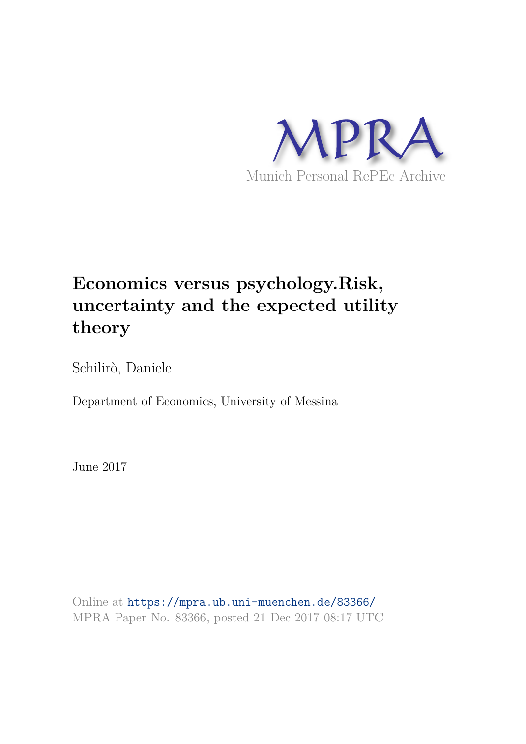MPRA

Munich Personal RePEc Archive

# Economics versus psychology.Risk, uncertainty and the expected utility theory

Schilirò, Daniele

Department of Economics, University of Messina

June 2017

Online at https://mpra.ub.uni-muenchen.de/83366/
MPRA Paper No. 83366, posted 21 Dec 2017 08:17 UTC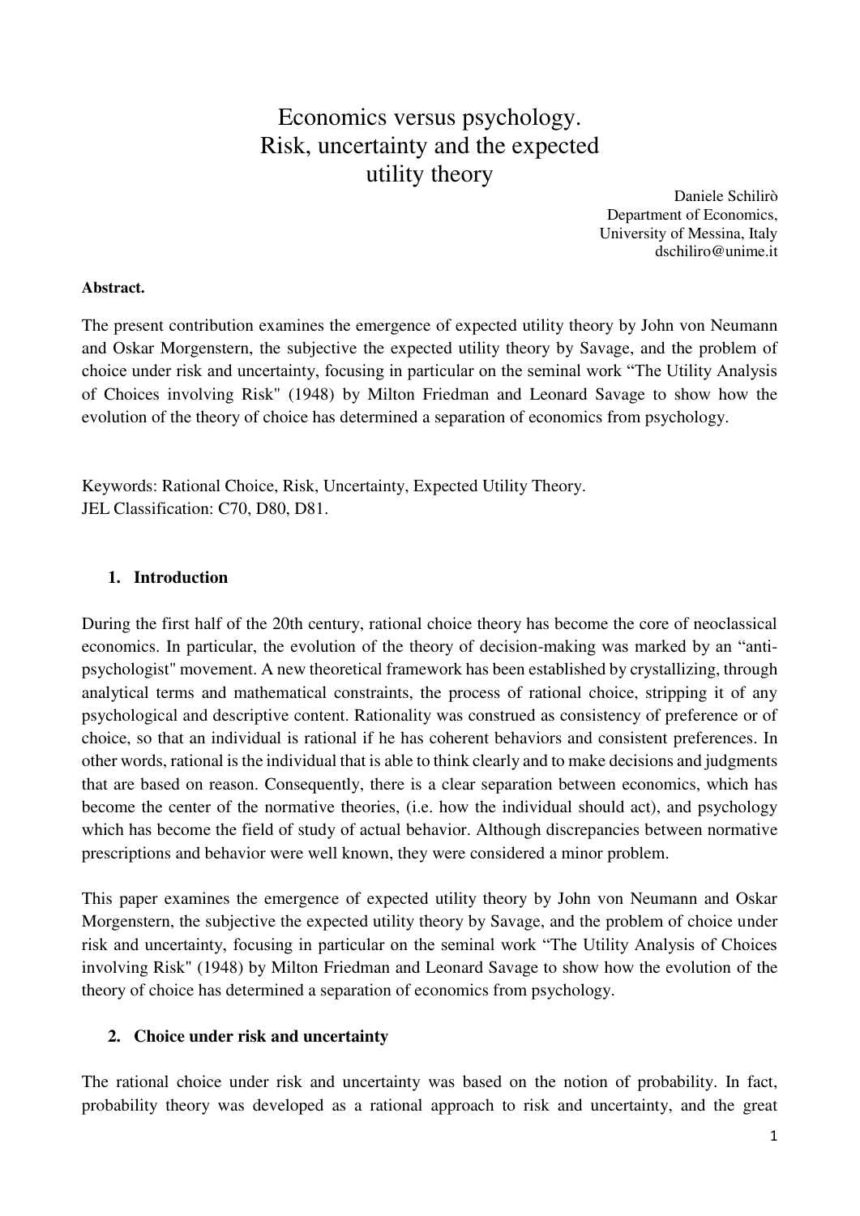# Economics versus psychology. Risk, uncertainty and the expected utility theory

Daniele Schilirò
Department of Economics,
University of Messina, Italy
dschiliro@unime.it

**Abstract.**

The present contribution examines the emergence of expected utility theory by John von Neumann and Oskar Morgenstern, the subjective the expected utility theory by Savage, and the problem of choice under risk and uncertainty, focusing in particular on the seminal work "The Utility Analysis of Choices involving Risk" (1948) by Milton Friedman and Leonard Savage to show how the evolution of the theory of choice has determined a separation of economics from psychology.

Keywords: Rational Choice, Risk, Uncertainty, Expected Utility Theory.
JEL Classification: C70, D80, D81.

## 1. Introduction

During the first half of the 20th century, rational choice theory has become the core of neoclassical economics. In particular, the evolution of the theory of decision-making was marked by an "anti-psychologist" movement. A new theoretical framework has been established by crystallizing, through analytical terms and mathematical constraints, the process of rational choice, stripping it of any psychological and descriptive content. Rationality was construed as consistency of preference or of choice, so that an individual is rational if he has coherent behaviors and consistent preferences. In other words, rational is the individual that is able to think clearly and to make decisions and judgments that are based on reason. Consequently, there is a clear separation between economics, which has become the center of the normative theories, (i.e. how the individual should act), and psychology which has become the field of study of actual behavior. Although discrepancies between normative prescriptions and behavior were well known, they were considered a minor problem.

This paper examines the emergence of expected utility theory by John von Neumann and Oskar Morgenstern, the subjective the expected utility theory by Savage, and the problem of choice under risk and uncertainty, focusing in particular on the seminal work "The Utility Analysis of Choices involving Risk" (1948) by Milton Friedman and Leonard Savage to show how the evolution of the theory of choice has determined a separation of economics from psychology.

## 2. Choice under risk and uncertainty

The rational choice under risk and uncertainty was based on the notion of probability. In fact, probability theory was developed as a rational approach to risk and uncertainty, and the great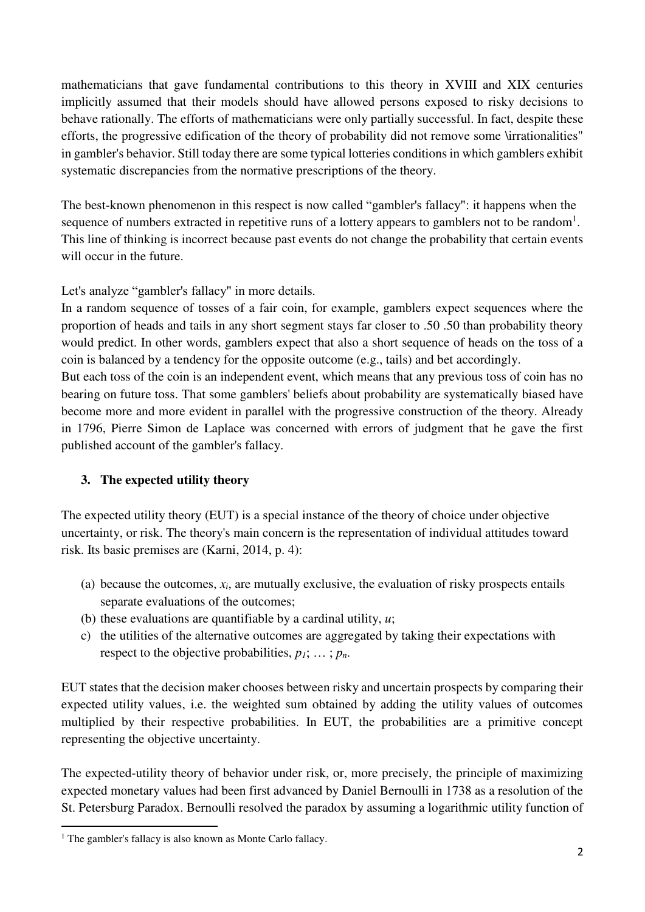mathematicians that gave fundamental contributions to this theory in XVIII and XIX centuries implicitly assumed that their models should have allowed persons exposed to risky decisions to behave rationally. The efforts of mathematicians were only partially successful. In fact, despite these efforts, the progressive edification of the theory of probability did not remove some \irrationalities" in gambler's behavior. Still today there are some typical lotteries conditions in which gamblers exhibit systematic discrepancies from the normative prescriptions of the theory.

The best-known phenomenon in this respect is now called "gambler's fallacy": it happens when the sequence of numbers extracted in repetitive runs of a lottery appears to gamblers not to be random[1]. This line of thinking is incorrect because past events do not change the probability that certain events will occur in the future.

Let's analyze "gambler's fallacy" in more details.

In a random sequence of tosses of a fair coin, for example, gamblers expect sequences where the proportion of heads and tails in any short segment stays far closer to .50 .50 than probability theory would predict. In other words, gamblers expect that also a short sequence of heads on the toss of a coin is balanced by a tendency for the opposite outcome (e.g., tails) and bet accordingly.

But each toss of the coin is an independent event, which means that any previous toss of coin has no bearing on future toss. That some gamblers' beliefs about probability are systematically biased have become more and more evident in parallel with the progressive construction of the theory. Already in 1796, Pierre Simon de Laplace was concerned with errors of judgment that he gave the first published account of the gambler's fallacy.

## 3. The expected utility theory

The expected utility theory (EUT) is a special instance of the theory of choice under objective uncertainty, or risk. The theory's main concern is the representation of individual attitudes toward risk. Its basic premises are (Karni, 2014, p. 4):

(a) because the outcomes, $x_i$, are mutually exclusive, the evaluation of risky prospects entails separate evaluations of the outcomes;
(b) these evaluations are quantifiable by a cardinal utility, $u$;
c) the utilities of the alternative outcomes are aggregated by taking their expectations with respect to the objective probabilities, $p_1; \ldots ; p_n$.

EUT states that the decision maker chooses between risky and uncertain prospects by comparing their expected utility values, i.e. the weighted sum obtained by adding the utility values of outcomes multiplied by their respective probabilities. In EUT, the probabilities are a primitive concept representing the objective uncertainty.

The expected-utility theory of behavior under risk, or, more precisely, the principle of maximizing expected monetary values had been first advanced by Daniel Bernoulli in 1738 as a resolution of the St. Petersburg Paradox. Bernoulli resolved the paradox by assuming a logarithmic utility function of

[1] The gambler's fallacy is also known as Monte Carlo fallacy.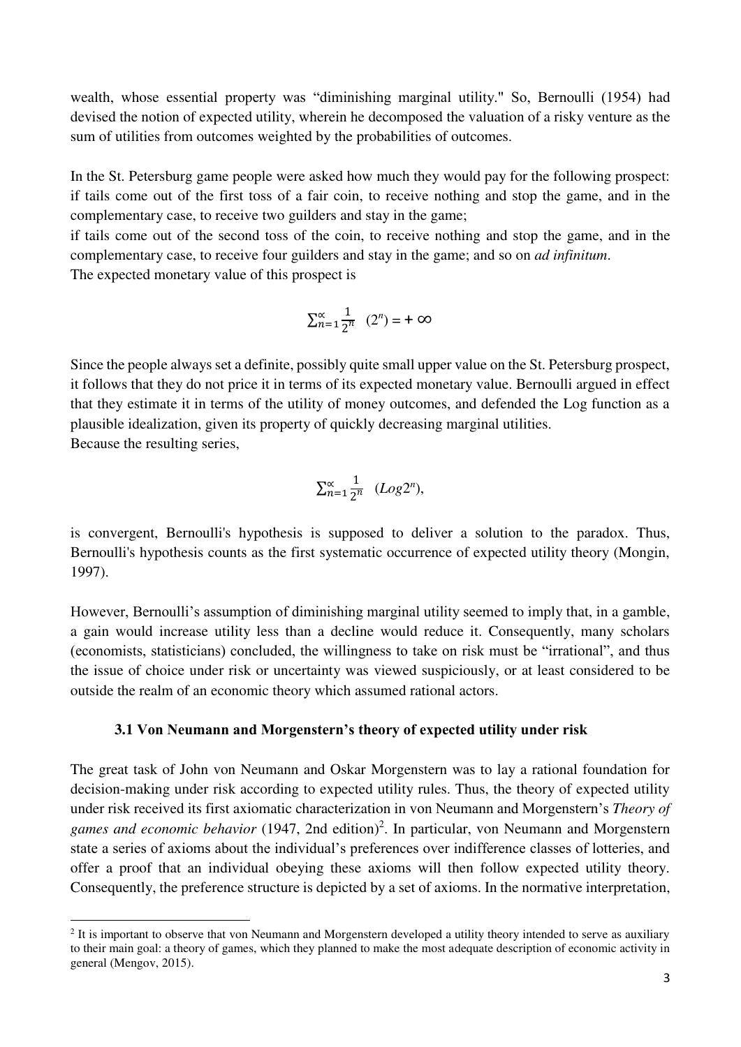wealth, whose essential property was "diminishing marginal utility." So, Bernoulli (1954) had devised the notion of expected utility, wherein he decomposed the valuation of a risky venture as the sum of utilities from outcomes weighted by the probabilities of outcomes.

In the St. Petersburg game people were asked how much they would pay for the following prospect: if tails come out of the first toss of a fair coin, to receive nothing and stop the game, and in the complementary case, to receive two guilders and stay in the game;
if tails come out of the second toss of the coin, to receive nothing and stop the game, and in the complementary case, to receive four guilders and stay in the game; and so on *ad infinitum*.
The expected monetary value of this prospect is

$$\sum_{n=1}^{\propto} \frac{1}{2^n} \quad (2^n) = +\infty$$

Since the people always set a definite, possibly quite small upper value on the St. Petersburg prospect, it follows that they do not price it in terms of its expected monetary value. Bernoulli argued in effect that they estimate it in terms of the utility of money outcomes, and defended the Log function as a plausible idealization, given its property of quickly decreasing marginal utilities.
Because the resulting series,

$$\sum_{n=1}^{\propto} \frac{1}{2^n} \quad (Log2^n),$$

is convergent, Bernoulli's hypothesis is supposed to deliver a solution to the paradox. Thus, Bernoulli's hypothesis counts as the first systematic occurrence of expected utility theory (Mongin, 1997).

However, Bernoulli's assumption of diminishing marginal utility seemed to imply that, in a gamble, a gain would increase utility less than a decline would reduce it. Consequently, many scholars (economists, statisticians) concluded, the willingness to take on risk must be "irrational", and thus the issue of choice under risk or uncertainty was viewed suspiciously, or at least considered to be outside the realm of an economic theory which assumed rational actors.

### 3.1 Von Neumann and Morgenstern's theory of expected utility under risk

The great task of John von Neumann and Oskar Morgenstern was to lay a rational foundation for decision-making under risk according to expected utility rules. Thus, the theory of expected utility under risk received its first axiomatic characterization in von Neumann and Morgenstern's *Theory of games and economic behavior* (1947, 2nd edition)[2]. In particular, von Neumann and Morgenstern state a series of axioms about the individual's preferences over indifference classes of lotteries, and offer a proof that an individual obeying these axioms will then follow expected utility theory. Consequently, the preference structure is depicted by a set of axioms. In the normative interpretation,

[2] It is important to observe that von Neumann and Morgenstern developed a utility theory intended to serve as auxiliary to their main goal: a theory of games, which they planned to make the most adequate description of economic activity in general (Mengov, 2015).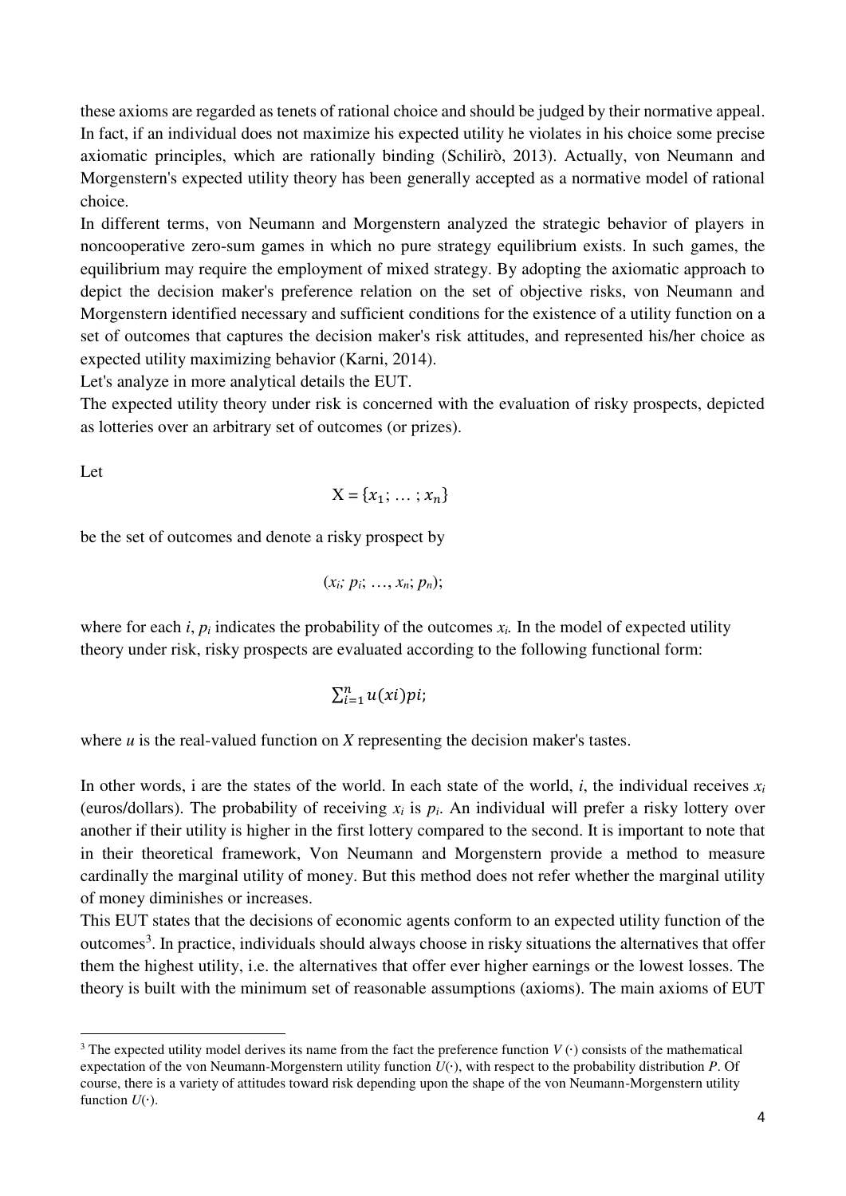these axioms are regarded as tenets of rational choice and should be judged by their normative appeal. In fact, if an individual does not maximize his expected utility he violates in his choice some precise axiomatic principles, which are rationally binding (Schilirò, 2013). Actually, von Neumann and Morgenstern's expected utility theory has been generally accepted as a normative model of rational choice.

In different terms, von Neumann and Morgenstern analyzed the strategic behavior of players in noncooperative zero-sum games in which no pure strategy equilibrium exists. In such games, the equilibrium may require the employment of mixed strategy. By adopting the axiomatic approach to depict the decision maker's preference relation on the set of objective risks, von Neumann and Morgenstern identified necessary and sufficient conditions for the existence of a utility function on a set of outcomes that captures the decision maker's risk attitudes, and represented his/her choice as expected utility maximizing behavior (Karni, 2014).

Let's analyze in more analytical details the EUT.

The expected utility theory under risk is concerned with the evaluation of risky prospects, depicted as lotteries over an arbitrary set of outcomes (or prizes).

Let

$$X = \{x_1; \ldots ; x_n\}$$

be the set of outcomes and denote a risky prospect by

$$(x_i; p_i; \ldots, x_n; p_n);$$

where for each $i$, $p_i$ indicates the probability of the outcomes $x_i$. In the model of expected utility theory under risk, risky prospects are evaluated according to the following functional form:

$$\sum_{i=1}^{n} u(xi)pi;$$

where $u$ is the real-valued function on $X$ representing the decision maker's tastes.

In other words, i are the states of the world. In each state of the world, $i$, the individual receives $x_i$ (euros/dollars). The probability of receiving $x_i$ is $p_i$. An individual will prefer a risky lottery over another if their utility is higher in the first lottery compared to the second. It is important to note that in their theoretical framework, Von Neumann and Morgenstern provide a method to measure cardinally the marginal utility of money. But this method does not refer whether the marginal utility of money diminishes or increases.

This EUT states that the decisions of economic agents conform to an expected utility function of the outcomes[3]. In practice, individuals should always choose in risky situations the alternatives that offer them the highest utility, i.e. the alternatives that offer ever higher earnings or the lowest losses. The theory is built with the minimum set of reasonable assumptions (axioms). The main axioms of EUT

[3] The expected utility model derives its name from the fact the preference function $V(\cdot)$ consists of the mathematical expectation of the von Neumann-Morgenstern utility function $U(\cdot)$, with respect to the probability distribution $P$. Of course, there is a variety of attitudes toward risk depending upon the shape of the von Neumann-Morgenstern utility function $U(\cdot)$.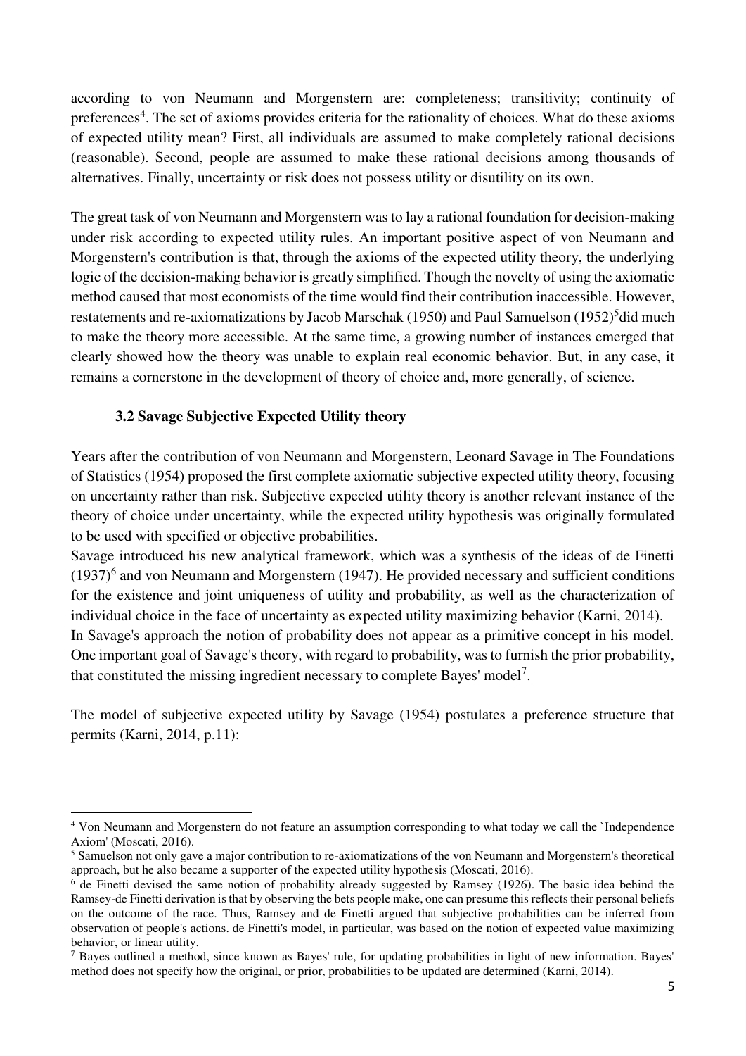according to von Neumann and Morgenstern are: completeness; transitivity; continuity of preferences[4]. The set of axioms provides criteria for the rationality of choices. What do these axioms of expected utility mean? First, all individuals are assumed to make completely rational decisions (reasonable). Second, people are assumed to make these rational decisions among thousands of alternatives. Finally, uncertainty or risk does not possess utility or disutility on its own.

The great task of von Neumann and Morgenstern was to lay a rational foundation for decision-making under risk according to expected utility rules. An important positive aspect of von Neumann and Morgenstern's contribution is that, through the axioms of the expected utility theory, the underlying logic of the decision-making behavior is greatly simplified. Though the novelty of using the axiomatic method caused that most economists of the time would find their contribution inaccessible. However, restatements and re-axiomatizations by Jacob Marschak (1950) and Paul Samuelson (1952)[5]did much to make the theory more accessible. At the same time, a growing number of instances emerged that clearly showed how the theory was unable to explain real economic behavior. But, in any case, it remains a cornerstone in the development of theory of choice and, more generally, of science.

### 3.2 Savage Subjective Expected Utility theory

Years after the contribution of von Neumann and Morgenstern, Leonard Savage in The Foundations of Statistics (1954) proposed the first complete axiomatic subjective expected utility theory, focusing on uncertainty rather than risk. Subjective expected utility theory is another relevant instance of the theory of choice under uncertainty, while the expected utility hypothesis was originally formulated to be used with specified or objective probabilities.

Savage introduced his new analytical framework, which was a synthesis of the ideas of de Finetti (1937)[6] and von Neumann and Morgenstern (1947). He provided necessary and sufficient conditions for the existence and joint uniqueness of utility and probability, as well as the characterization of individual choice in the face of uncertainty as expected utility maximizing behavior (Karni, 2014).

In Savage's approach the notion of probability does not appear as a primitive concept in his model. One important goal of Savage's theory, with regard to probability, was to furnish the prior probability, that constituted the missing ingredient necessary to complete Bayes' model[7].

The model of subjective expected utility by Savage (1954) postulates a preference structure that permits (Karni, 2014, p.11):

---

[4] Von Neumann and Morgenstern do not feature an assumption corresponding to what today we call the `Independence Axiom' (Moscati, 2016).

[5] Samuelson not only gave a major contribution to re-axiomatizations of the von Neumann and Morgenstern's theoretical approach, but he also became a supporter of the expected utility hypothesis (Moscati, 2016).

[6] de Finetti devised the same notion of probability already suggested by Ramsey (1926). The basic idea behind the Ramsey-de Finetti derivation is that by observing the bets people make, one can presume this reflects their personal beliefs on the outcome of the race. Thus, Ramsey and de Finetti argued that subjective probabilities can be inferred from observation of people's actions. de Finetti's model, in particular, was based on the notion of expected value maximizing behavior, or linear utility.

[7] Bayes outlined a method, since known as Bayes' rule, for updating probabilities in light of new information. Bayes' method does not specify how the original, or prior, probabilities to be updated are determined (Karni, 2014).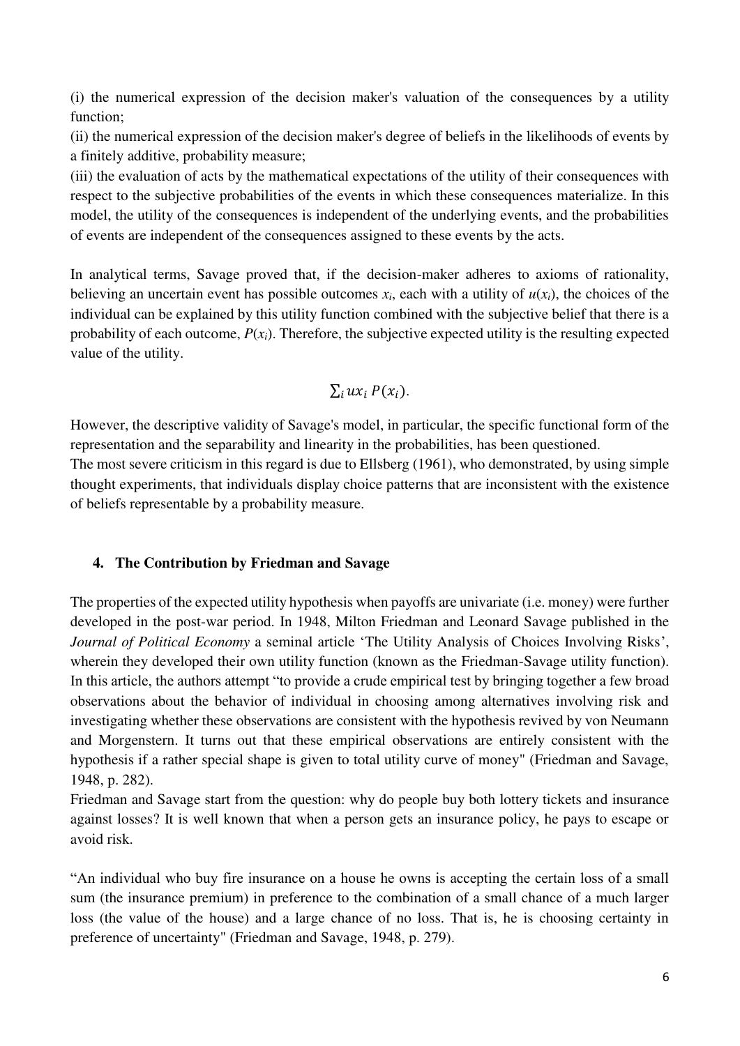(i) the numerical expression of the decision maker's valuation of the consequences by a utility function;

(ii) the numerical expression of the decision maker's degree of beliefs in the likelihoods of events by a finitely additive, probability measure;

(iii) the evaluation of acts by the mathematical expectations of the utility of their consequences with respect to the subjective probabilities of the events in which these consequences materialize. In this model, the utility of the consequences is independent of the underlying events, and the probabilities of events are independent of the consequences assigned to these events by the acts.

In analytical terms, Savage proved that, if the decision-maker adheres to axioms of rationality, believing an uncertain event has possible outcomes $x_i$, each with a utility of $u(x_i)$, the choices of the individual can be explained by this utility function combined with the subjective belief that there is a probability of each outcome, $P(x_i)$. Therefore, the subjective expected utility is the resulting expected value of the utility.

$$\sum_i ux_i \, P(x_i).$$

However, the descriptive validity of Savage's model, in particular, the specific functional form of the representation and the separability and linearity in the probabilities, has been questioned.

The most severe criticism in this regard is due to Ellsberg (1961), who demonstrated, by using simple thought experiments, that individuals display choice patterns that are inconsistent with the existence of beliefs representable by a probability measure.

### 4. The Contribution by Friedman and Savage

The properties of the expected utility hypothesis when payoffs are univariate (i.e. money) were further developed in the post-war period. In 1948, Milton Friedman and Leonard Savage published in the *Journal of Political Economy* a seminal article 'The Utility Analysis of Choices Involving Risks', wherein they developed their own utility function (known as the Friedman-Savage utility function). In this article, the authors attempt "to provide a crude empirical test by bringing together a few broad observations about the behavior of individual in choosing among alternatives involving risk and investigating whether these observations are consistent with the hypothesis revived by von Neumann and Morgenstern. It turns out that these empirical observations are entirely consistent with the hypothesis if a rather special shape is given to total utility curve of money" (Friedman and Savage, 1948, p. 282).

Friedman and Savage start from the question: why do people buy both lottery tickets and insurance against losses? It is well known that when a person gets an insurance policy, he pays to escape or avoid risk.

"An individual who buy fire insurance on a house he owns is accepting the certain loss of a small sum (the insurance premium) in preference to the combination of a small chance of a much larger loss (the value of the house) and a large chance of no loss. That is, he is choosing certainty in preference of uncertainty" (Friedman and Savage, 1948, p. 279).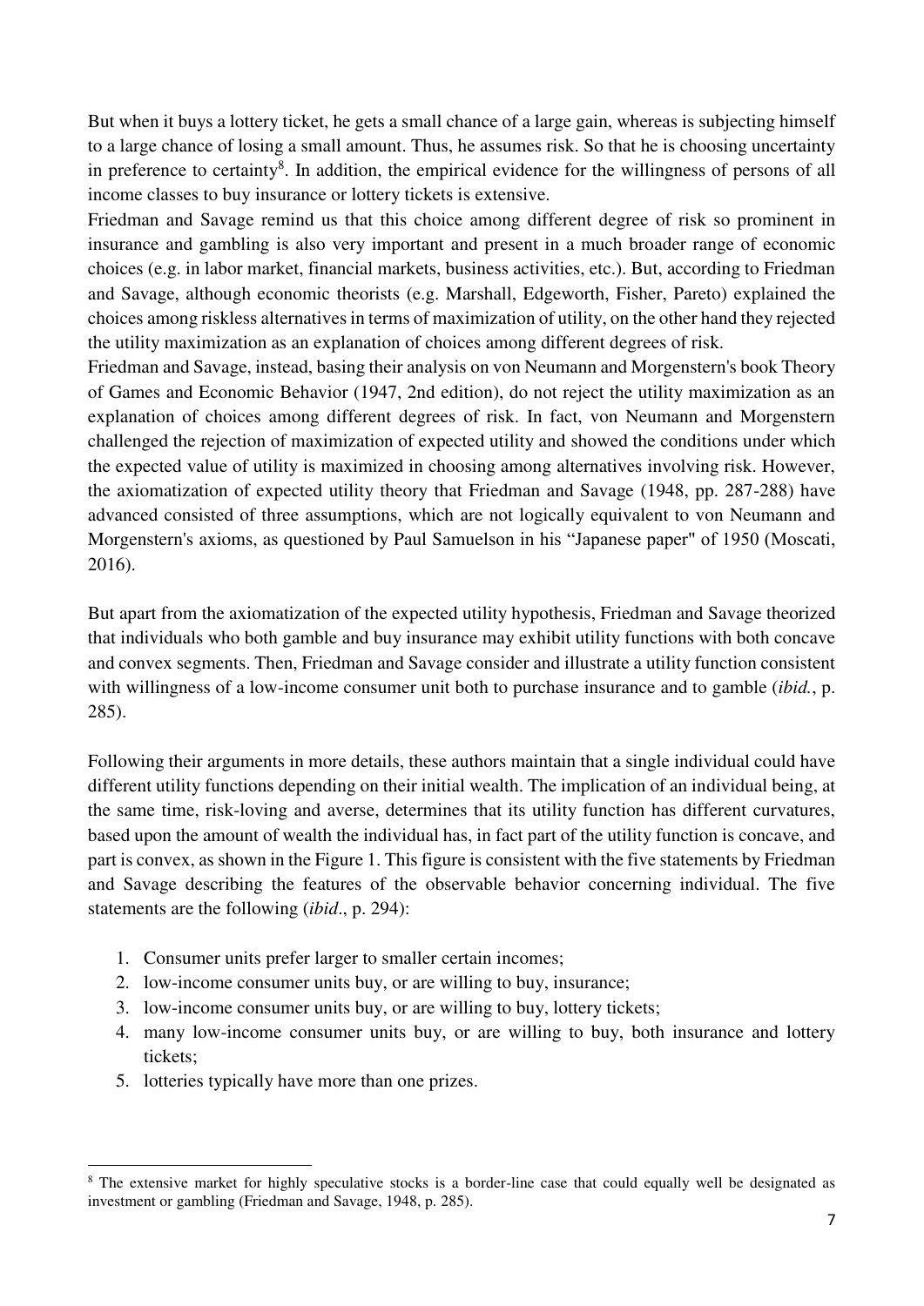But when it buys a lottery ticket, he gets a small chance of a large gain, whereas is subjecting himself to a large chance of losing a small amount. Thus, he assumes risk. So that he is choosing uncertainty in preference to certainty[8]. In addition, the empirical evidence for the willingness of persons of all income classes to buy insurance or lottery tickets is extensive.

Friedman and Savage remind us that this choice among different degree of risk so prominent in insurance and gambling is also very important and present in a much broader range of economic choices (e.g. in labor market, financial markets, business activities, etc.). But, according to Friedman and Savage, although economic theorists (e.g. Marshall, Edgeworth, Fisher, Pareto) explained the choices among riskless alternatives in terms of maximization of utility, on the other hand they rejected the utility maximization as an explanation of choices among different degrees of risk.

Friedman and Savage, instead, basing their analysis on von Neumann and Morgenstern's book Theory of Games and Economic Behavior (1947, 2nd edition), do not reject the utility maximization as an explanation of choices among different degrees of risk. In fact, von Neumann and Morgenstern challenged the rejection of maximization of expected utility and showed the conditions under which the expected value of utility is maximized in choosing among alternatives involving risk. However, the axiomatization of expected utility theory that Friedman and Savage (1948, pp. 287-288) have advanced consisted of three assumptions, which are not logically equivalent to von Neumann and Morgenstern's axioms, as questioned by Paul Samuelson in his "Japanese paper" of 1950 (Moscati, 2016).

But apart from the axiomatization of the expected utility hypothesis, Friedman and Savage theorized that individuals who both gamble and buy insurance may exhibit utility functions with both concave and convex segments. Then, Friedman and Savage consider and illustrate a utility function consistent with willingness of a low-income consumer unit both to purchase insurance and to gamble (*ibid.*, p. 285).

Following their arguments in more details, these authors maintain that a single individual could have different utility functions depending on their initial wealth. The implication of an individual being, at the same time, risk-loving and averse, determines that its utility function has different curvatures, based upon the amount of wealth the individual has, in fact part of the utility function is concave, and part is convex, as shown in the Figure 1. This figure is consistent with the five statements by Friedman and Savage describing the features of the observable behavior concerning individual. The five statements are the following (*ibid*., p. 294):

1. Consumer units prefer larger to smaller certain incomes;
2. low-income consumer units buy, or are willing to buy, insurance;
3. low-income consumer units buy, or are willing to buy, lottery tickets;
4. many low-income consumer units buy, or are willing to buy, both insurance and lottery tickets;
5. lotteries typically have more than one prizes.

[8] The extensive market for highly speculative stocks is a border-line case that could equally well be designated as investment or gambling (Friedman and Savage, 1948, p. 285).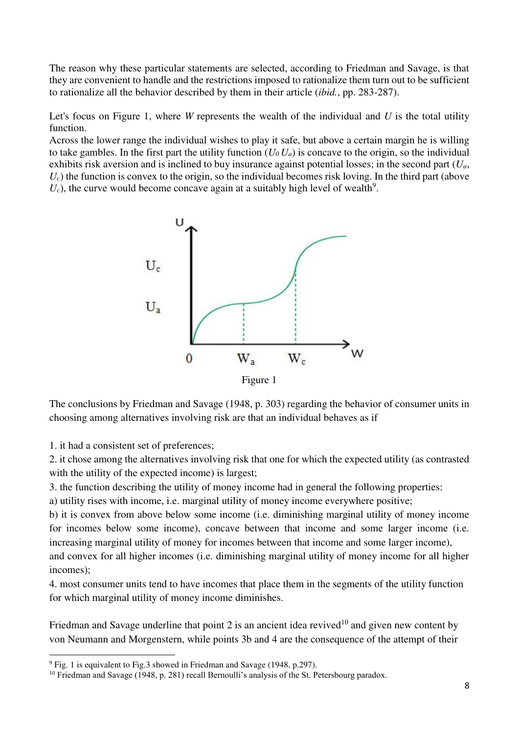The reason why these particular statements are selected, according to Friedman and Savage, is that they are convenient to handle and the restrictions imposed to rationalize them turn out to be sufficient to rationalize all the behavior described by them in their article (*ibid.*, pp. 283-287).

Let's focus on Figure 1, where *W* represents the wealth of the individual and *U* is the total utility function.
Across the lower range the individual wishes to play it safe, but above a certain margin he is willing to take gambles. In the first part the utility function ($U_0$ $U_a$) is concave to the origin, so the individual exhibits risk aversion and is inclined to buy insurance against potential losses; in the second part ($U_a$, $U_c$) the function is convex to the origin, so the individual becomes risk loving. In the third part (above $U_c$), the curve would become concave again at a suitably high level of wealth[9].

Figure 1

The conclusions by Friedman and Savage (1948, p. 303) regarding the behavior of consumer units in choosing among alternatives involving risk are that an individual behaves as if

1. it had a consistent set of preferences;
2. it chose among the alternatives involving risk that one for which the expected utility (as contrasted with the utility of the expected income) is largest;
3. the function describing the utility of money income had in general the following properties:
a) utility rises with income, i.e. marginal utility of money income everywhere positive;
b) it is convex from above below some income (i.e. diminishing marginal utility of money income for incomes below some income), concave between that income and some larger income (i.e. increasing marginal utility of money for incomes between that income and some larger income), and convex for all higher incomes (i.e. diminishing marginal utility of money income for all higher incomes);
4. most consumer units tend to have incomes that place them in the segments of the utility function for which marginal utility of money income diminishes.

Friedman and Savage underline that point 2 is an ancient idea revived[10] and given new content by von Neumann and Morgenstern, while points 3b and 4 are the consequence of the attempt of their

[9] Fig. 1 is equivalent to Fig.3 showed in Friedman and Savage (1948, p.297).

[10] Friedman and Savage (1948, p. 281) recall Bernoulli's analysis of the St. Petersbourg paradox.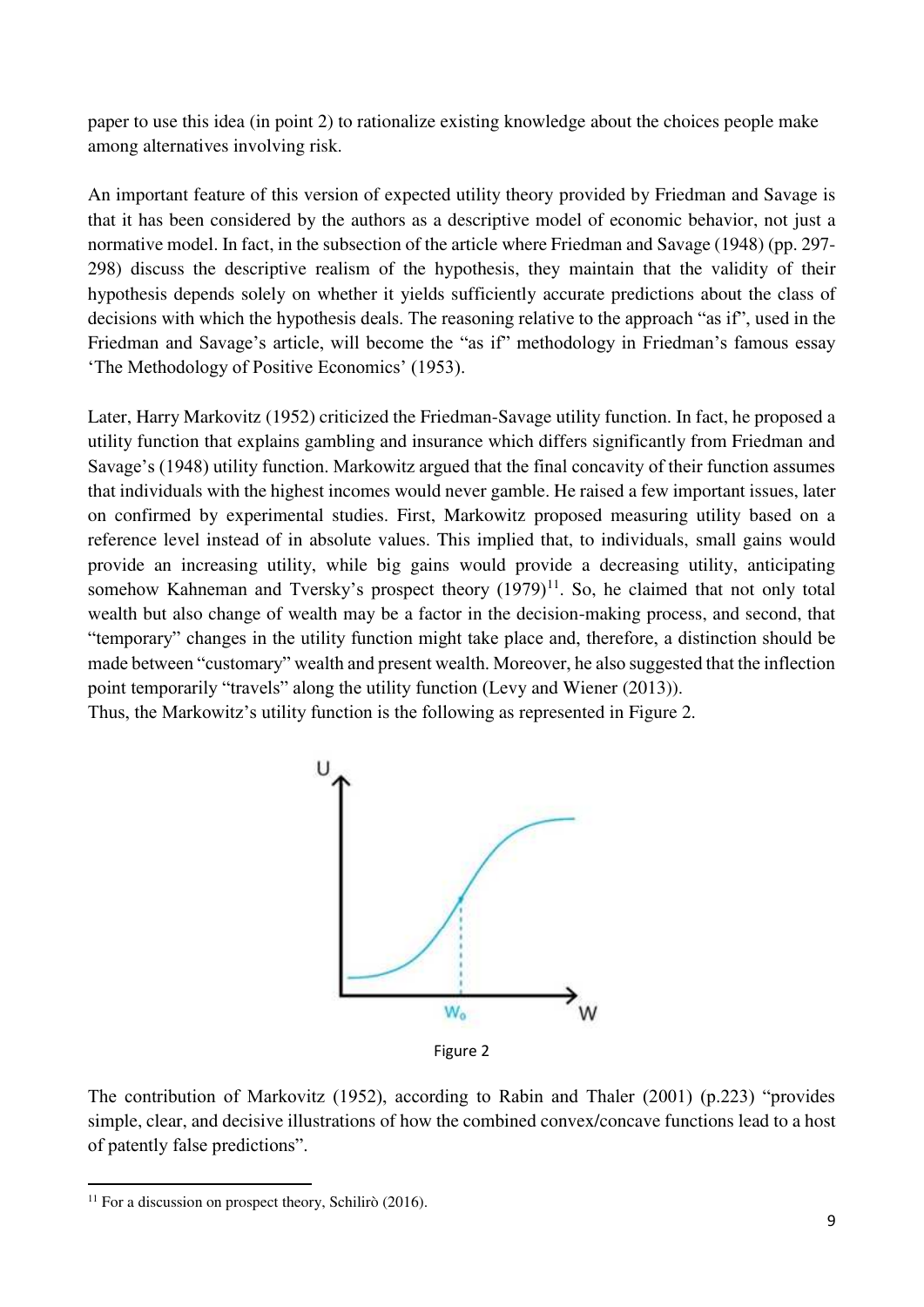paper to use this idea (in point 2) to rationalize existing knowledge about the choices people make among alternatives involving risk.

An important feature of this version of expected utility theory provided by Friedman and Savage is that it has been considered by the authors as a descriptive model of economic behavior, not just a normative model. In fact, in the subsection of the article where Friedman and Savage (1948) (pp. 297-298) discuss the descriptive realism of the hypothesis, they maintain that the validity of their hypothesis depends solely on whether it yields sufficiently accurate predictions about the class of decisions with which the hypothesis deals. The reasoning relative to the approach "as if", used in the Friedman and Savage's article, will become the "as if" methodology in Friedman's famous essay 'The Methodology of Positive Economics' (1953).

Later, Harry Markovitz (1952) criticized the Friedman-Savage utility function. In fact, he proposed a utility function that explains gambling and insurance which differs significantly from Friedman and Savage's (1948) utility function. Markowitz argued that the final concavity of their function assumes that individuals with the highest incomes would never gamble. He raised a few important issues, later on confirmed by experimental studies. First, Markowitz proposed measuring utility based on a reference level instead of in absolute values. This implied that, to individuals, small gains would provide an increasing utility, while big gains would provide a decreasing utility, anticipating somehow Kahneman and Tversky's prospect theory (1979)[11]. So, he claimed that not only total wealth but also change of wealth may be a factor in the decision-making process, and second, that "temporary" changes in the utility function might take place and, therefore, a distinction should be made between "customary" wealth and present wealth. Moreover, he also suggested that the inflection point temporarily "travels" along the utility function (Levy and Wiener (2013)).
Thus, the Markowitz's utility function is the following as represented in Figure 2.

Figure 2

The contribution of Markovitz (1952), according to Rabin and Thaler (2001) (p.223) "provides simple, clear, and decisive illustrations of how the combined convex/concave functions lead to a host of patently false predictions".

[11] For a discussion on prospect theory, Schilirò (2016).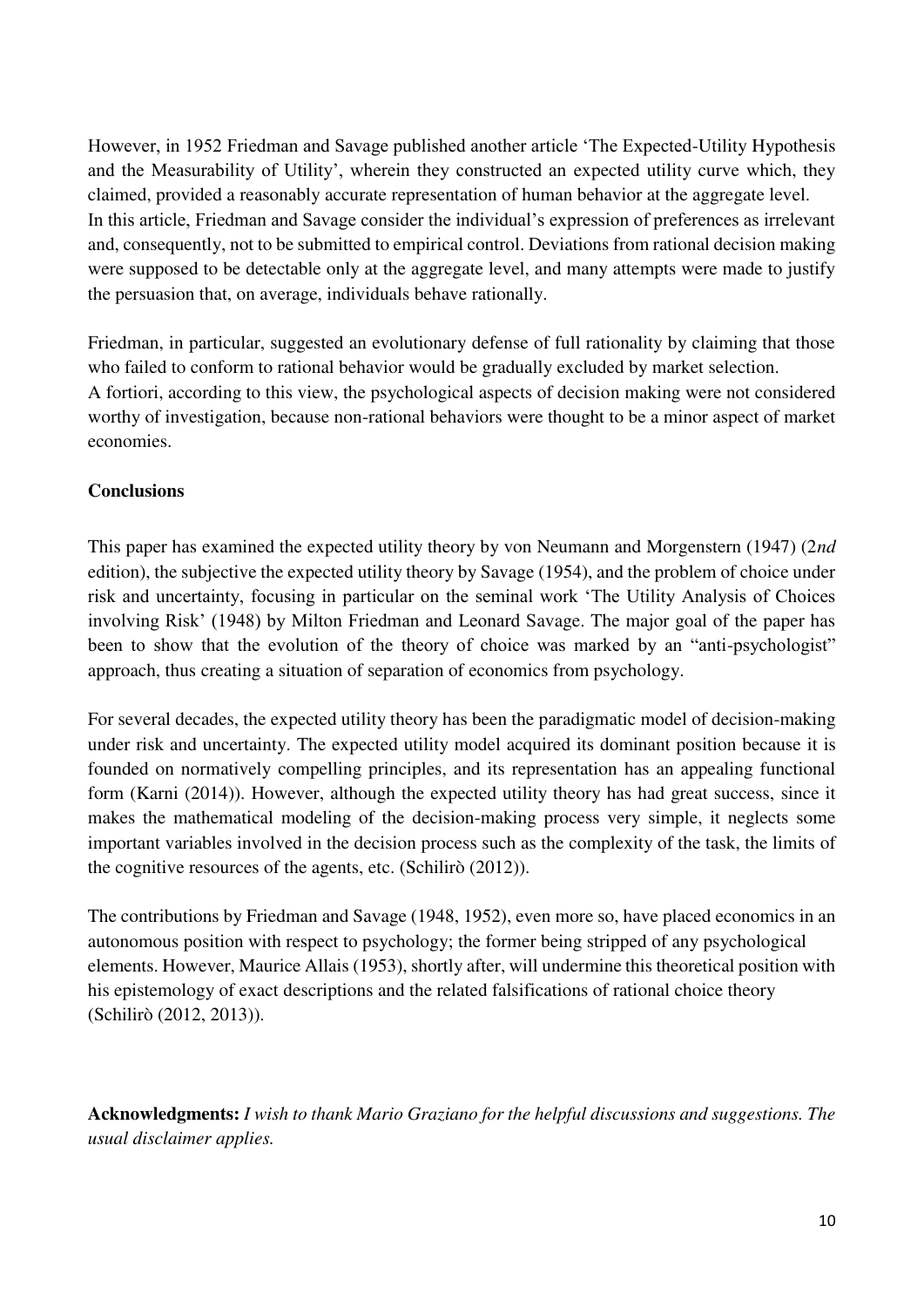However, in 1952 Friedman and Savage published another article 'The Expected-Utility Hypothesis and the Measurability of Utility', wherein they constructed an expected utility curve which, they claimed, provided a reasonably accurate representation of human behavior at the aggregate level. In this article, Friedman and Savage consider the individual's expression of preferences as irrelevant and, consequently, not to be submitted to empirical control. Deviations from rational decision making were supposed to be detectable only at the aggregate level, and many attempts were made to justify the persuasion that, on average, individuals behave rationally.

Friedman, in particular, suggested an evolutionary defense of full rationality by claiming that those who failed to conform to rational behavior would be gradually excluded by market selection. A fortiori, according to this view, the psychological aspects of decision making were not considered worthy of investigation, because non-rational behaviors were thought to be a minor aspect of market economies.

**Conclusions**

This paper has examined the expected utility theory by von Neumann and Morgenstern (1947) (2*nd* edition), the subjective the expected utility theory by Savage (1954), and the problem of choice under risk and uncertainty, focusing in particular on the seminal work 'The Utility Analysis of Choices involving Risk' (1948) by Milton Friedman and Leonard Savage. The major goal of the paper has been to show that the evolution of the theory of choice was marked by an "anti-psychologist" approach, thus creating a situation of separation of economics from psychology.

For several decades, the expected utility theory has been the paradigmatic model of decision-making under risk and uncertainty. The expected utility model acquired its dominant position because it is founded on normatively compelling principles, and its representation has an appealing functional form (Karni (2014)). However, although the expected utility theory has had great success, since it makes the mathematical modeling of the decision-making process very simple, it neglects some important variables involved in the decision process such as the complexity of the task, the limits of the cognitive resources of the agents, etc. (Schilirò (2012)).

The contributions by Friedman and Savage (1948, 1952), even more so, have placed economics in an autonomous position with respect to psychology; the former being stripped of any psychological elements. However, Maurice Allais (1953), shortly after, will undermine this theoretical position with his epistemology of exact descriptions and the related falsifications of rational choice theory (Schilirò (2012, 2013)).

**Acknowledgments:** *I wish to thank Mario Graziano for the helpful discussions and suggestions. The usual disclaimer applies.*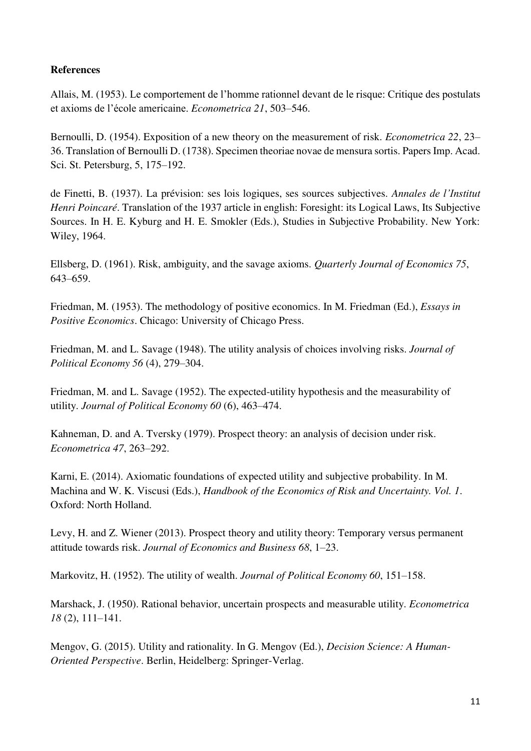**References**

Allais, M. (1953). Le comportement de l'homme rationnel devant de le risque: Critique des postulats et axioms de l'école americaine. *Econometrica 21*, 503–546.

Bernoulli, D. (1954). Exposition of a new theory on the measurement of risk. *Econometrica 22*, 23–36. Translation of Bernoulli D. (1738). Specimen theoriae novae de mensura sortis. Papers Imp. Acad. Sci. St. Petersburg, 5, 175–192.

de Finetti, B. (1937). La prévision: ses lois logiques, ses sources subjectives. *Annales de l'Institut Henri Poincaré*. Translation of the 1937 article in english: Foresight: its Logical Laws, Its Subjective Sources. In H. E. Kyburg and H. E. Smokler (Eds.), Studies in Subjective Probability. New York: Wiley, 1964.

Ellsberg, D. (1961). Risk, ambiguity, and the savage axioms. *Quarterly Journal of Economics 75*, 643–659.

Friedman, M. (1953). The methodology of positive economics. In M. Friedman (Ed.), *Essays in Positive Economics*. Chicago: University of Chicago Press.

Friedman, M. and L. Savage (1948). The utility analysis of choices involving risks. *Journal of Political Economy 56* (4), 279–304.

Friedman, M. and L. Savage (1952). The expected-utility hypothesis and the measurability of utility. *Journal of Political Economy 60* (6), 463–474.

Kahneman, D. and A. Tversky (1979). Prospect theory: an analysis of decision under risk. *Econometrica 47*, 263–292.

Karni, E. (2014). Axiomatic foundations of expected utility and subjective probability. In M. Machina and W. K. Viscusi (Eds.), *Handbook of the Economics of Risk and Uncertainty. Vol. 1*. Oxford: North Holland.

Levy, H. and Z. Wiener (2013). Prospect theory and utility theory: Temporary versus permanent attitude towards risk. *Journal of Economics and Business 68*, 1–23.

Markovitz, H. (1952). The utility of wealth. *Journal of Political Economy 60*, 151–158.

Marshack, J. (1950). Rational behavior, uncertain prospects and measurable utility. *Econometrica 18* (2), 111–141.

Mengov, G. (2015). Utility and rationality. In G. Mengov (Ed.), *Decision Science: A Human-Oriented Perspective*. Berlin, Heidelberg: Springer-Verlag.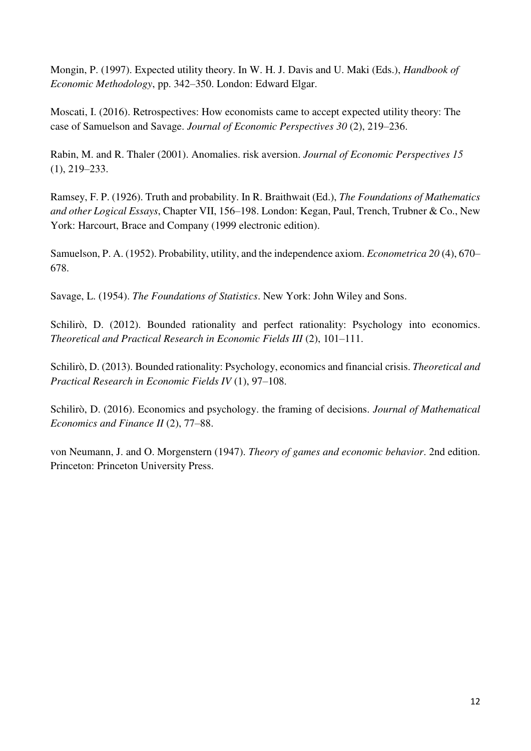Mongin, P. (1997). Expected utility theory. In W. H. J. Davis and U. Maki (Eds.), *Handbook of Economic Methodology*, pp. 342–350. London: Edward Elgar.

Moscati, I. (2016). Retrospectives: How economists came to accept expected utility theory: The case of Samuelson and Savage. *Journal of Economic Perspectives 30* (2), 219–236.

Rabin, M. and R. Thaler (2001). Anomalies. risk aversion. *Journal of Economic Perspectives 15* (1), 219–233.

Ramsey, F. P. (1926). Truth and probability. In R. Braithwait (Ed.), *The Foundations of Mathematics and other Logical Essays*, Chapter VII, 156–198. London: Kegan, Paul, Trench, Trubner & Co., New York: Harcourt, Brace and Company (1999 electronic edition).

Samuelson, P. A. (1952). Probability, utility, and the independence axiom. *Econometrica 20* (4), 670–678.

Savage, L. (1954). *The Foundations of Statistics*. New York: John Wiley and Sons.

Schilirò, D. (2012). Bounded rationality and perfect rationality: Psychology into economics. *Theoretical and Practical Research in Economic Fields III* (2), 101–111.

Schilirò, D. (2013). Bounded rationality: Psychology, economics and financial crisis. *Theoretical and Practical Research in Economic Fields IV* (1), 97–108.

Schilirò, D. (2016). Economics and psychology. the framing of decisions. *Journal of Mathematical Economics and Finance II* (2), 77–88.

von Neumann, J. and O. Morgenstern (1947). *Theory of games and economic behavior*. 2nd edition. Princeton: Princeton University Press.